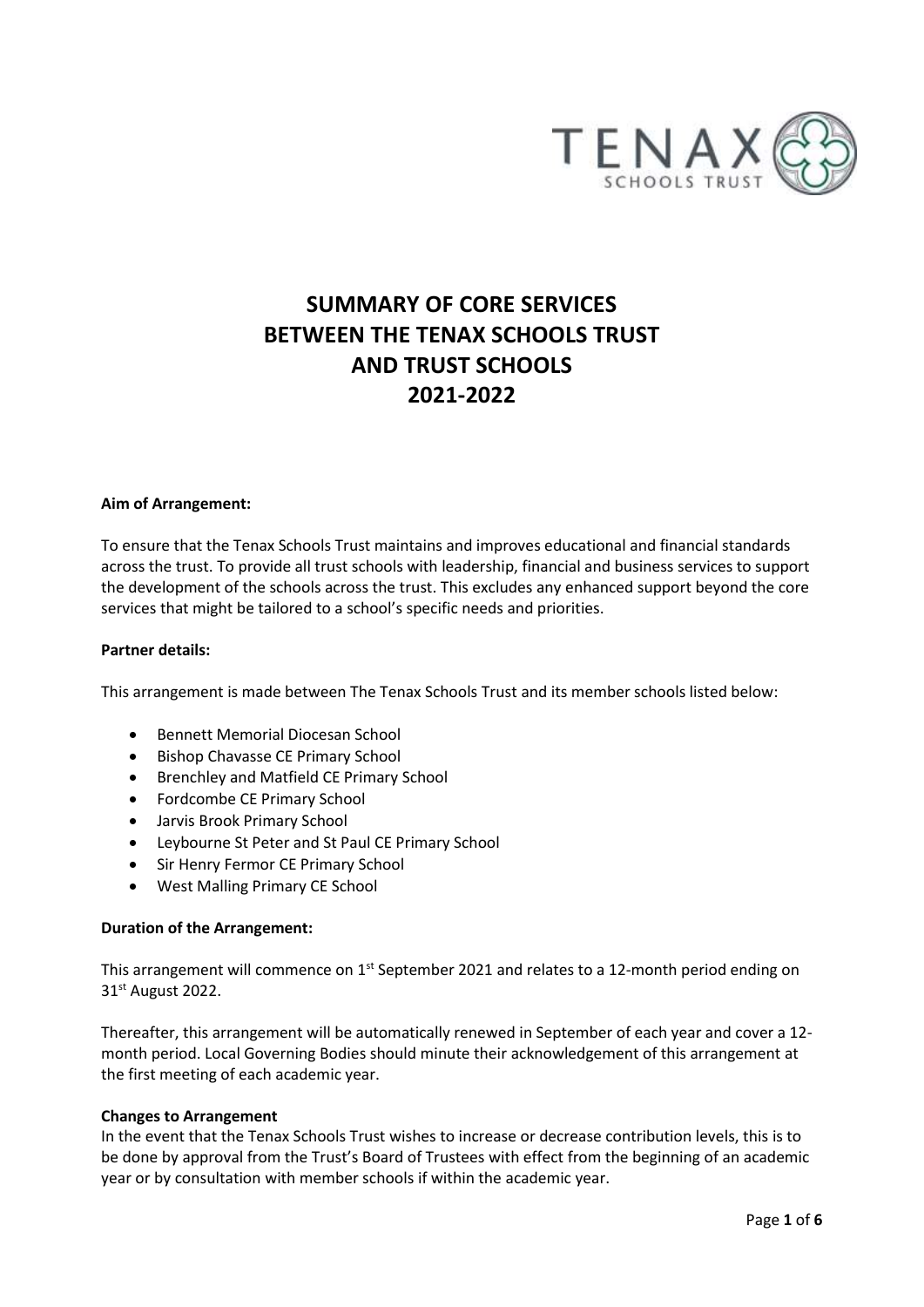# SUMMARY OF CORE SERVICES BETWEEN THE TENAX SCHOOLS TRUST AND TRUST SCHOOLS 2021-2022

**Aim of Arrangement:**

To ensure that the Tenax Schools Trust maintains and improves educational and financial standards across the trust. To provide all trust schools with leadership, financial and business services to support the development of the schools across the trust. This excludes any enhanced support beyond the core services that might be tailored to a school's specific needs and priorities.

**Partner details:**

This arrangement is made between The Tenax Schools Trust and its member schools listed below:

- Bennett Memorial Diocesan School
- Bishop Chavasse CE Primary School
- Brenchley and Matfield CE Primary School
- Fordcombe CE Primary School
- Jarvis Brook Primary School
- Leybourne St Peter and St Paul CE Primary School
- Sir Henry Fermor CE Primary School
- West Malling Primary CE School

**Duration of the Arrangement:**

This arrangement will commence on 1st September 2021 and relates to a 12-month period ending on 31st August 2022.

Thereafter, this arrangement will be automatically renewed in September of each year and cover a 12-month period. Local Governing Bodies should minute their acknowledgement of this arrangement at the first meeting of each academic year.

**Changes to Arrangement**

In the event that the Tenax Schools Trust wishes to increase or decrease contribution levels, this is to be done by approval from the Trust's Board of Trustees with effect from the beginning of an academic year or by consultation with member schools if within the academic year.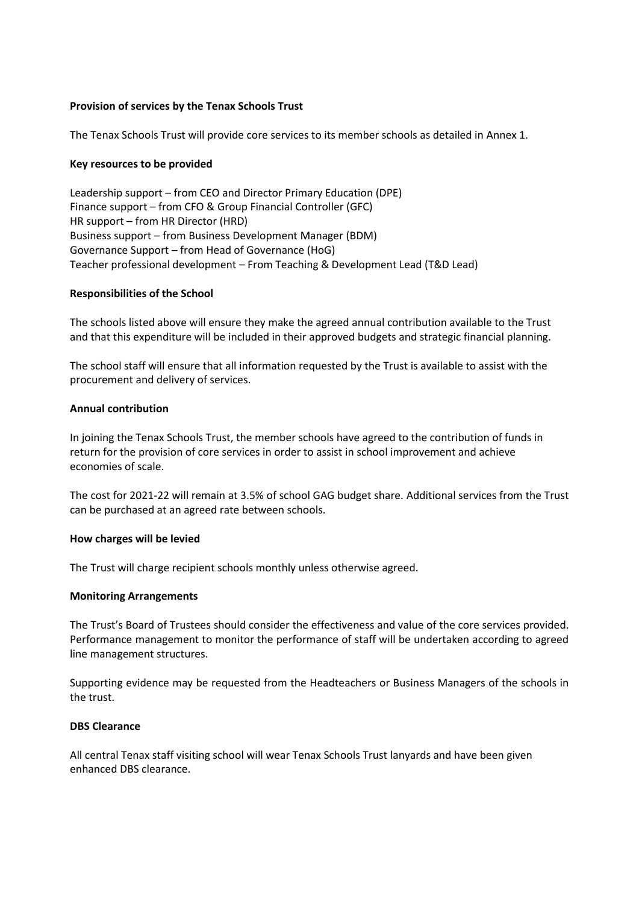**Provision of services by the Tenax Schools Trust**

The Tenax Schools Trust will provide core services to its member schools as detailed in Annex 1.

**Key resources to be provided**

Leadership support – from CEO and Director Primary Education (DPE)
Finance support – from CFO & Group Financial Controller (GFC)
HR support – from HR Director (HRD)
Business support – from Business Development Manager (BDM)
Governance Support – from Head of Governance (HoG)
Teacher professional development – From Teaching & Development Lead (T&D Lead)

**Responsibilities of the School**

The schools listed above will ensure they make the agreed annual contribution available to the Trust and that this expenditure will be included in their approved budgets and strategic financial planning.

The school staff will ensure that all information requested by the Trust is available to assist with the procurement and delivery of services.

**Annual contribution**

In joining the Tenax Schools Trust, the member schools have agreed to the contribution of funds in return for the provision of core services in order to assist in school improvement and achieve economies of scale.

The cost for 2021-22 will remain at 3.5% of school GAG budget share. Additional services from the Trust can be purchased at an agreed rate between schools.

**How charges will be levied**

The Trust will charge recipient schools monthly unless otherwise agreed.

**Monitoring Arrangements**

The Trust's Board of Trustees should consider the effectiveness and value of the core services provided. Performance management to monitor the performance of staff will be undertaken according to agreed line management structures.

Supporting evidence may be requested from the Headteachers or Business Managers of the schools in the trust.

**DBS Clearance**

All central Tenax staff visiting school will wear Tenax Schools Trust lanyards and have been given enhanced DBS clearance.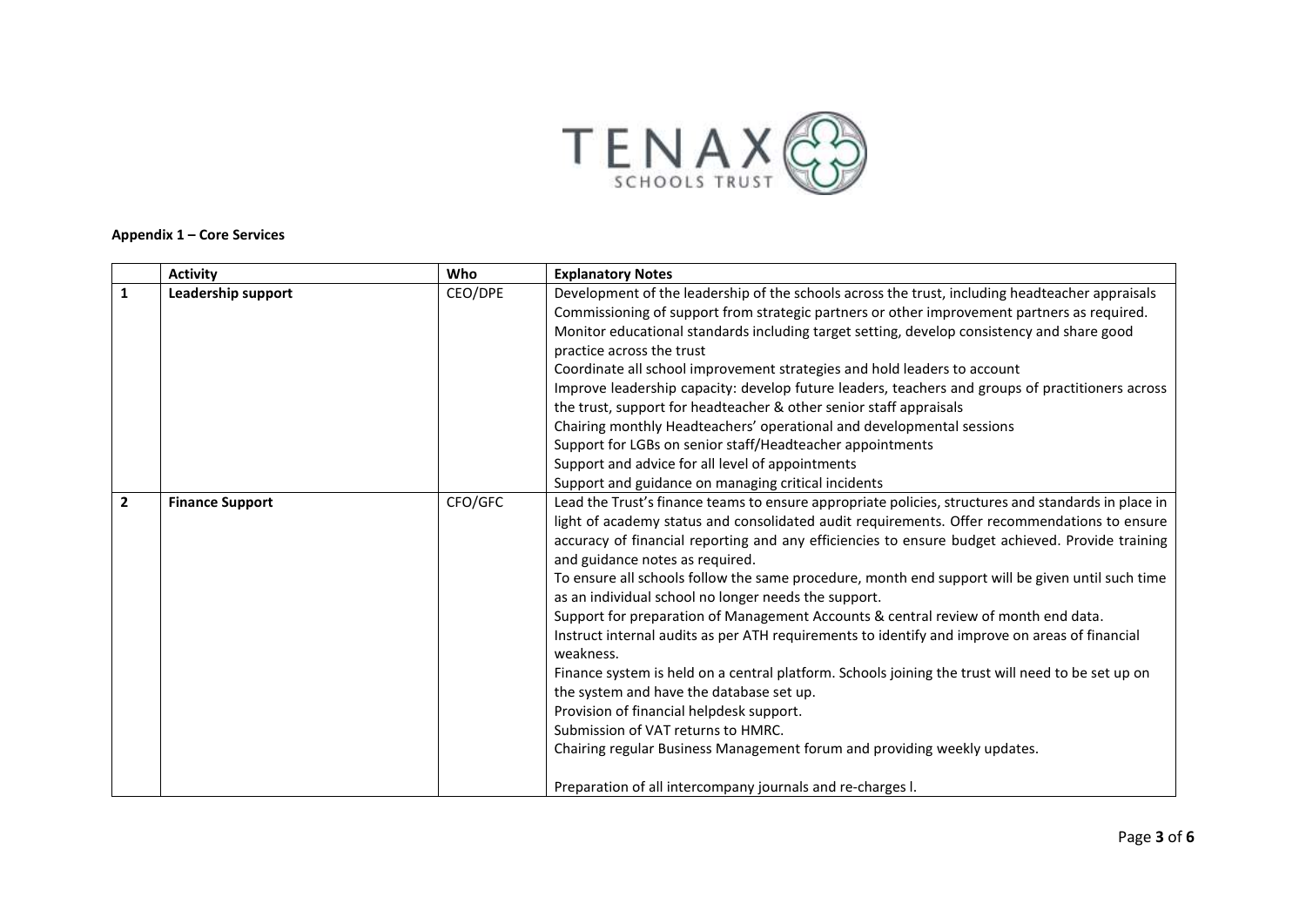**Appendix 1 – Core Services**

| | Activity | Who | Explanatory Notes |
|---|---|---|---|
| 1 | **Leadership support** | CEO/DPE | Development of the leadership of the schools across the trust, including headteacher appraisals<br>Commissioning of support from strategic partners or other improvement partners as required.<br>Monitor educational standards including target setting, develop consistency and share good practice across the trust<br>Coordinate all school improvement strategies and hold leaders to account<br>Improve leadership capacity: develop future leaders, teachers and groups of practitioners across the trust, support for headteacher & other senior staff appraisals<br>Chairing monthly Headteachers' operational and developmental sessions<br>Support for LGBs on senior staff/Headteacher appointments<br>Support and advice for all level of appointments<br>Support and guidance on managing critical incidents |
| 2 | **Finance Support** | CFO/GFC | Lead the Trust's finance teams to ensure appropriate policies, structures and standards in place in light of academy status and consolidated audit requirements. Offer recommendations to ensure accuracy of financial reporting and any efficiencies to ensure budget achieved. Provide training and guidance notes as required.<br>To ensure all schools follow the same procedure, month end support will be given until such time as an individual school no longer needs the support.<br>Support for preparation of Management Accounts & central review of month end data.<br>Instruct internal audits as per ATH requirements to identify and improve on areas of financial weakness.<br>Finance system is held on a central platform. Schools joining the trust will need to be set up on the system and have the database set up.<br>Provision of financial helpdesk support.<br>Submission of VAT returns to HMRC.<br>Chairing regular Business Management forum and providing weekly updates.<br><br>Preparation of all intercompany journals and re-charges l. |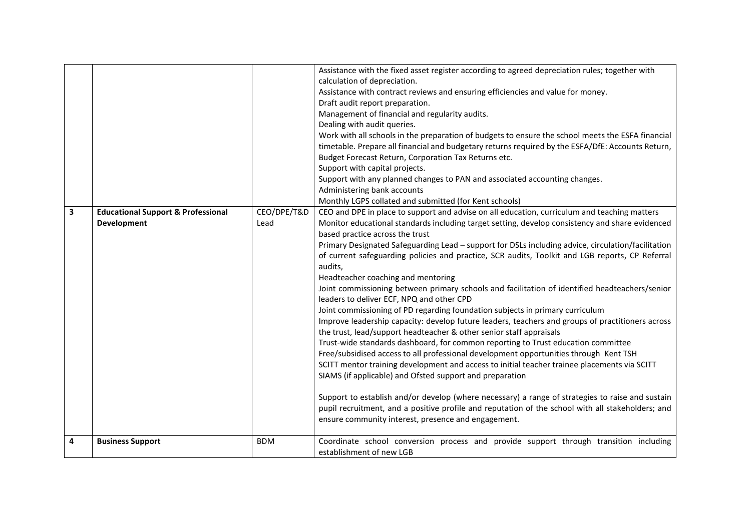| | | | |
|---|---|---|---|
| | | | Assistance with the fixed asset register according to agreed depreciation rules; together with calculation of depreciation.<br>Assistance with contract reviews and ensuring efficiencies and value for money.<br>Draft audit report preparation.<br>Management of financial and regularity audits.<br>Dealing with audit queries.<br>Work with all schools in the preparation of budgets to ensure the school meets the ESFA financial timetable. Prepare all financial and budgetary returns required by the ESFA/DfE: Accounts Return, Budget Forecast Return, Corporation Tax Returns etc.<br>Support with capital projects.<br>Support with any planned changes to PAN and associated accounting changes.<br>Administering bank accounts<br>Monthly LGPS collated and submitted (for Kent schools) |
| **3** | **Educational Support & Professional Development** | CEO/DPE/T&D Lead | CEO and DPE in place to support and advise on all education, curriculum and teaching matters<br>Monitor educational standards including target setting, develop consistency and share evidenced based practice across the trust<br>Primary Designated Safeguarding Lead – support for DSLs including advice, circulation/facilitation of current safeguarding policies and practice, SCR audits, Toolkit and LGB reports, CP Referral audits,<br>Headteacher coaching and mentoring<br>Joint commissioning between primary schools and facilitation of identified headteachers/senior leaders to deliver ECF, NPQ and other CPD<br>Joint commissioning of PD regarding foundation subjects in primary curriculum<br>Improve leadership capacity: develop future leaders, teachers and groups of practitioners across the trust, lead/support headteacher & other senior staff appraisals<br>Trust-wide standards dashboard, for common reporting to Trust education committee<br>Free/subsidised access to all professional development opportunities through Kent TSH<br>SCITT mentor training development and access to initial teacher trainee placements via SCITT<br>SIAMS (if applicable) and Ofsted support and preparation<br><br>Support to establish and/or develop (where necessary) a range of strategies to raise and sustain pupil recruitment, and a positive profile and reputation of the school with all stakeholders; and ensure community interest, presence and engagement. |
| **4** | **Business Support** | BDM | Coordinate school conversion process and provide support through transition including establishment of new LGB |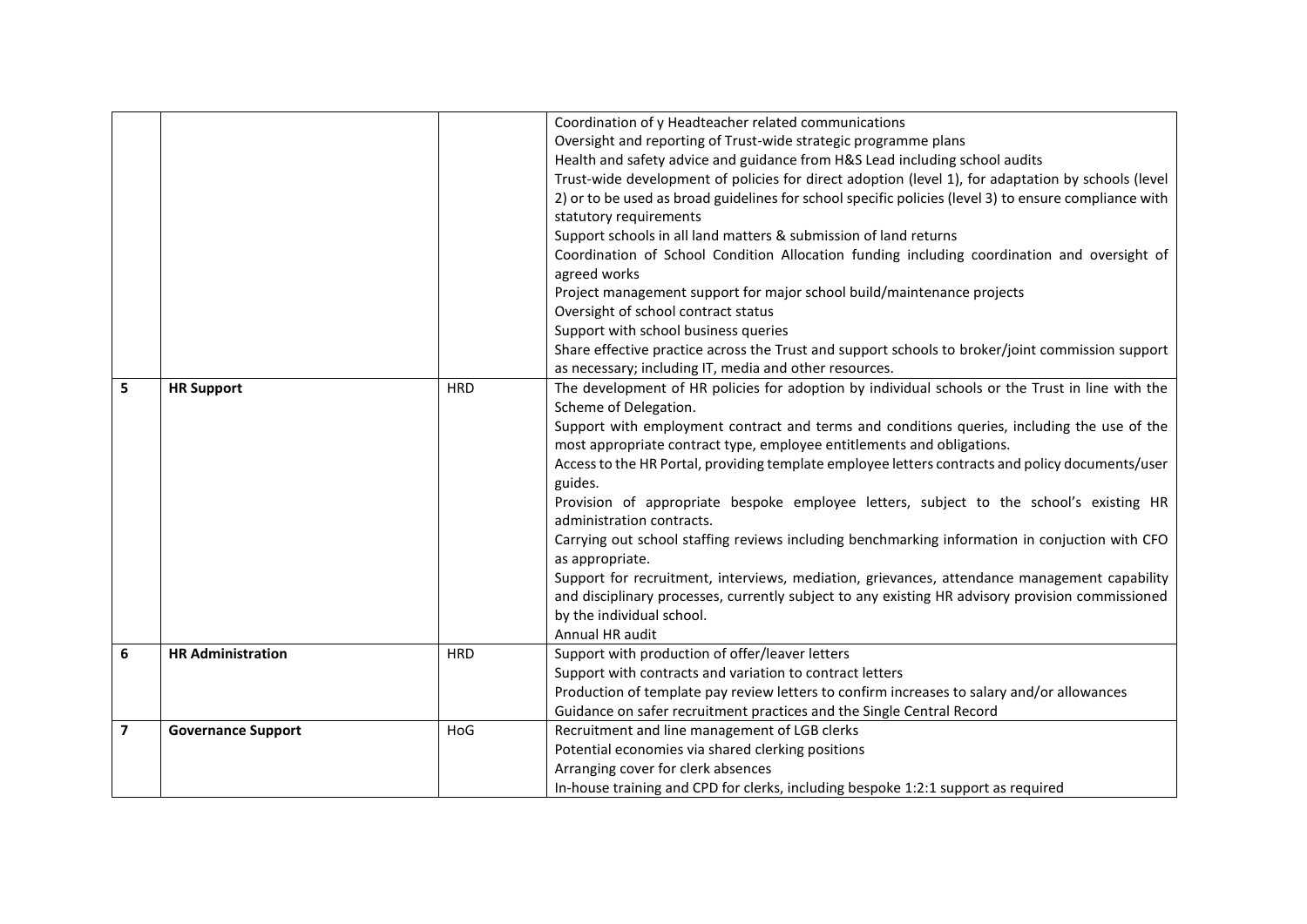| | | | |
|---|---|---|---|
| | | | Coordination of y Headteacher related communications<br>Oversight and reporting of Trust-wide strategic programme plans<br>Health and safety advice and guidance from H&S Lead including school audits<br>Trust-wide development of policies for direct adoption (level 1), for adaptation by schools (level 2) or to be used as broad guidelines for school specific policies (level 3) to ensure compliance with statutory requirements<br>Support schools in all land matters & submission of land returns<br>Coordination of School Condition Allocation funding including coordination and oversight of agreed works<br>Project management support for major school build/maintenance projects<br>Oversight of school contract status<br>Support with school business queries<br>Share effective practice across the Trust and support schools to broker/joint commission support as necessary; including IT, media and other resources. |
| **5** | **HR Support** | HRD | The development of HR policies for adoption by individual schools or the Trust in line with the Scheme of Delegation.<br>Support with employment contract and terms and conditions queries, including the use of the most appropriate contract type, employee entitlements and obligations.<br>Access to the HR Portal, providing template employee letters contracts and policy documents/user guides.<br>Provision of appropriate bespoke employee letters, subject to the school's existing HR administration contracts.<br>Carrying out school staffing reviews including benchmarking information in conjuction with CFO as appropriate.<br>Support for recruitment, interviews, mediation, grievances, attendance management capability and disciplinary processes, currently subject to any existing HR advisory provision commissioned by the individual school.<br>Annual HR audit |
| **6** | **HR Administration** | HRD | Support with production of offer/leaver letters<br>Support with contracts and variation to contract letters<br>Production of template pay review letters to confirm increases to salary and/or allowances<br>Guidance on safer recruitment practices and the Single Central Record |
| **7** | **Governance Support** | HoG | Recruitment and line management of LGB clerks<br>Potential economies via shared clerking positions<br>Arranging cover for clerk absences<br>In-house training and CPD for clerks, including bespoke 1:2:1 support as required |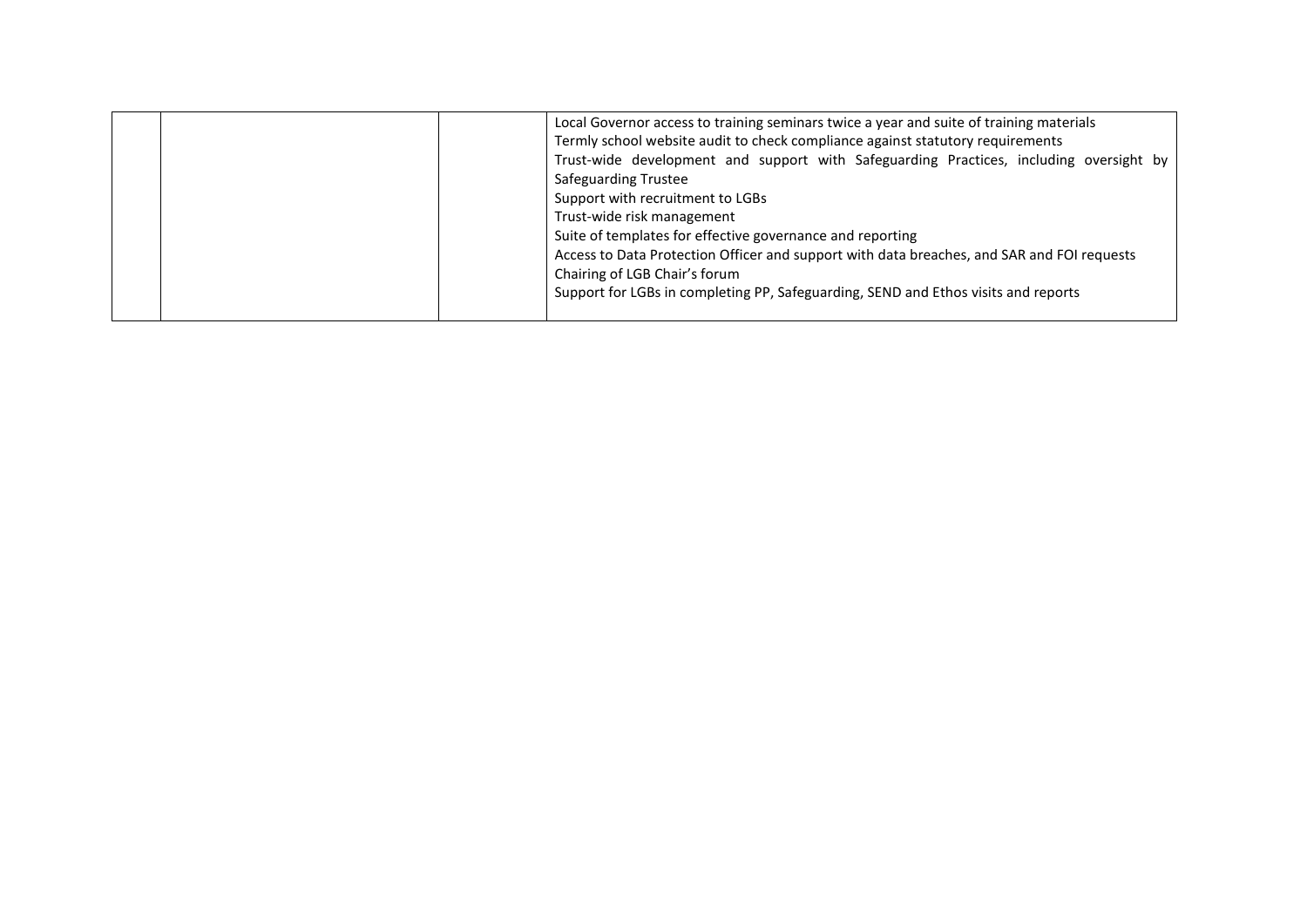| | | | |
|---|---|---|---|
| | | | Local Governor access to training seminars twice a year and suite of training materials<br>Termly school website audit to check compliance against statutory requirements<br>Trust-wide development and support with Safeguarding Practices, including oversight by Safeguarding Trustee<br>Support with recruitment to LGBs<br>Trust-wide risk management<br>Suite of templates for effective governance and reporting<br>Access to Data Protection Officer and support with data breaches, and SAR and FOI requests<br>Chairing of LGB Chair's forum<br>Support for LGBs in completing PP, Safeguarding, SEND and Ethos visits and reports |